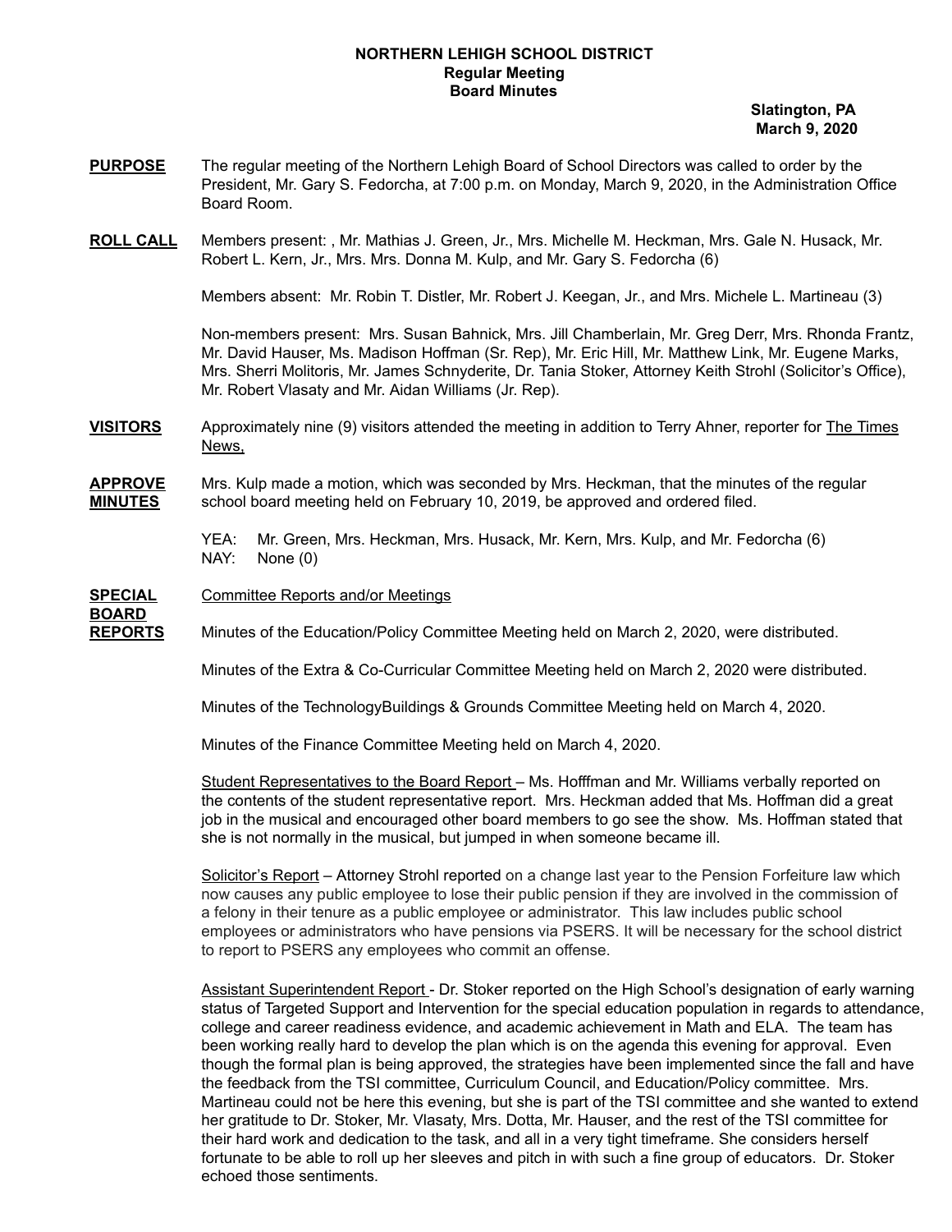**NORTHERN LEHIGH SCHOOL DISTRICT**
**Regular Meeting**
**Board Minutes**

**Slatington, PA**
**March 9, 2020**

**PURPOSE** The regular meeting of the Northern Lehigh Board of School Directors was called to order by the President, Mr. Gary S. Fedorcha, at 7:00 p.m. on Monday, March 9, 2020, in the Administration Office Board Room.

**ROLL CALL** Members present: , Mr. Mathias J. Green, Jr., Mrs. Michelle M. Heckman, Mrs. Gale N. Husack, Mr. Robert L. Kern, Jr., Mrs. Mrs. Donna M. Kulp, and Mr. Gary S. Fedorcha (6)

Members absent: Mr. Robin T. Distler, Mr. Robert J. Keegan, Jr., and Mrs. Michele L. Martineau (3)

Non-members present: Mrs. Susan Bahnick, Mrs. Jill Chamberlain, Mr. Greg Derr, Mrs. Rhonda Frantz, Mr. David Hauser, Ms. Madison Hoffman (Sr. Rep), Mr. Eric Hill, Mr. Matthew Link, Mr. Eugene Marks, Mrs. Sherri Molitoris, Mr. James Schnyderite, Dr. Tania Stoker, Attorney Keith Strohl (Solicitor's Office), Mr. Robert Vlasaty and Mr. Aidan Williams (Jr. Rep).

**VISITORS** Approximately nine (9) visitors attended the meeting in addition to Terry Ahner, reporter for The Times News,

**APPROVE MINUTES** Mrs. Kulp made a motion, which was seconded by Mrs. Heckman, that the minutes of the regular school board meeting held on February 10, 2019, be approved and ordered filed.

YEA: Mr. Green, Mrs. Heckman, Mrs. Husack, Mr. Kern, Mrs. Kulp, and Mr. Fedorcha (6)
NAY: None (0)

**SPECIAL BOARD REPORTS** Committee Reports and/or Meetings

Minutes of the Education/Policy Committee Meeting held on March 2, 2020, were distributed.

Minutes of the Extra & Co-Curricular Committee Meeting held on March 2, 2020 were distributed.

Minutes of the TechnologyBuildings & Grounds Committee Meeting held on March 4, 2020.

Minutes of the Finance Committee Meeting held on March 4, 2020.

Student Representatives to the Board Report – Ms. Hofffman and Mr. Williams verbally reported on the contents of the student representative report. Mrs. Heckman added that Ms. Hoffman did a great job in the musical and encouraged other board members to go see the show. Ms. Hoffman stated that she is not normally in the musical, but jumped in when someone became ill.

Solicitor's Report – Attorney Strohl reported on a change last year to the Pension Forfeiture law which now causes any public employee to lose their public pension if they are involved in the commission of a felony in their tenure as a public employee or administrator. This law includes public school employees or administrators who have pensions via PSERS. It will be necessary for the school district to report to PSERS any employees who commit an offense.

Assistant Superintendent Report - Dr. Stoker reported on the High School's designation of early warning status of Targeted Support and Intervention for the special education population in regards to attendance, college and career readiness evidence, and academic achievement in Math and ELA. The team has been working really hard to develop the plan which is on the agenda this evening for approval. Even though the formal plan is being approved, the strategies have been implemented since the fall and have the feedback from the TSI committee, Curriculum Council, and Education/Policy committee. Mrs. Martineau could not be here this evening, but she is part of the TSI committee and she wanted to extend her gratitude to Dr. Stoker, Mr. Vlasaty, Mrs. Dotta, Mr. Hauser, and the rest of the TSI committee for their hard work and dedication to the task, and all in a very tight timeframe. She considers herself fortunate to be able to roll up her sleeves and pitch in with such a fine group of educators. Dr. Stoker echoed those sentiments.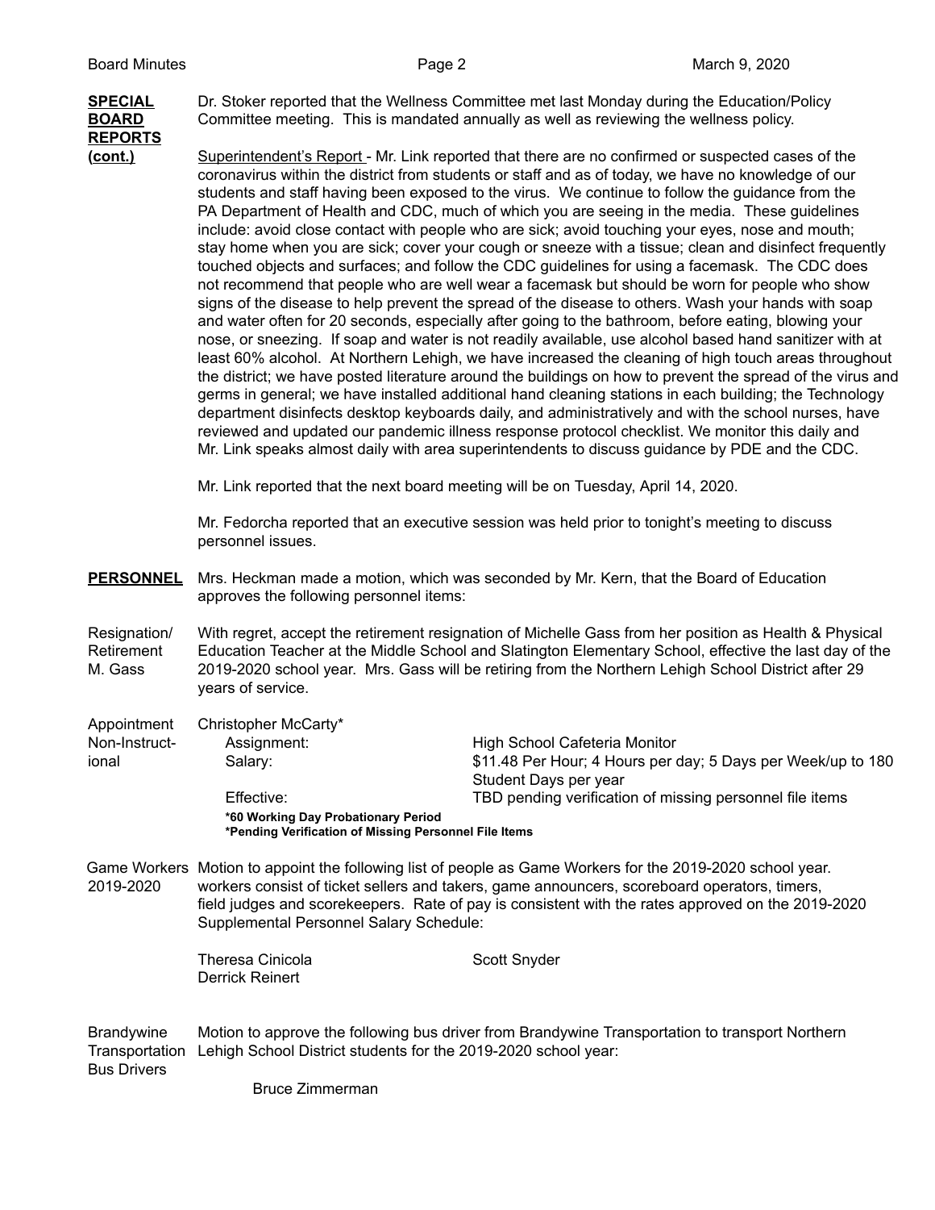**SPECIAL BOARD REPORTS (cont.)**

Dr. Stoker reported that the Wellness Committee met last Monday during the Education/Policy Committee meeting. This is mandated annually as well as reviewing the wellness policy.

Superintendent's Report - Mr. Link reported that there are no confirmed or suspected cases of the coronavirus within the district from students or staff and as of today, we have no knowledge of our students and staff having been exposed to the virus. We continue to follow the guidance from the PA Department of Health and CDC, much of which you are seeing in the media. These guidelines include: avoid close contact with people who are sick; avoid touching your eyes, nose and mouth; stay home when you are sick; cover your cough or sneeze with a tissue; clean and disinfect frequently touched objects and surfaces; and follow the CDC guidelines for using a facemask. The CDC does not recommend that people who are well wear a facemask but should be worn for people who show signs of the disease to help prevent the spread of the disease to others. Wash your hands with soap and water often for 20 seconds, especially after going to the bathroom, before eating, blowing your nose, or sneezing. If soap and water is not readily available, use alcohol based hand sanitizer with at least 60% alcohol. At Northern Lehigh, we have increased the cleaning of high touch areas throughout the district; we have posted literature around the buildings on how to prevent the spread of the virus and germs in general; we have installed additional hand cleaning stations in each building; the Technology department disinfects desktop keyboards daily, and administratively and with the school nurses, have reviewed and updated our pandemic illness response protocol checklist. We monitor this daily and Mr. Link speaks almost daily with area superintendents to discuss guidance by PDE and the CDC.

Mr. Link reported that the next board meeting will be on Tuesday, April 14, 2020.

Mr. Fedorcha reported that an executive session was held prior to tonight's meeting to discuss personnel issues.

**PERSONNEL**

Mrs. Heckman made a motion, which was seconded by Mr. Kern, that the Board of Education approves the following personnel items:

Resignation/ Retirement M. Gass

With regret, accept the retirement resignation of Michelle Gass from her position as Health & Physical Education Teacher at the Middle School and Slatington Elementary School, effective the last day of the 2019-2020 school year. Mrs. Gass will be retiring from the Northern Lehigh School District after 29 years of service.

Appointment Non-Instructional

Christopher McCarty*

| | |
|---|---|
| Assignment: | High School Cafeteria Monitor |
| Salary: | $11.48 Per Hour; 4 Hours per day; 5 Days per Week/up to 180 Student Days per year |
| Effective: | TBD pending verification of missing personnel file items |

**\*60 Working Day Probationary Period**
**\*Pending Verification of Missing Personnel File Items**

Game Workers 2019-2020

Motion to appoint the following list of people as Game Workers for the 2019-2020 school year. workers consist of ticket sellers and takers, game announcers, scoreboard operators, timers, field judges and scorekeepers. Rate of pay is consistent with the rates approved on the 2019-2020 Supplemental Personnel Salary Schedule:

Theresa Cinicola
Derrick Reinert
Scott Snyder

Brandywine Transportation Bus Drivers

Motion to approve the following bus driver from Brandywine Transportation to transport Northern Lehigh School District students for the 2019-2020 school year:

Bruce Zimmerman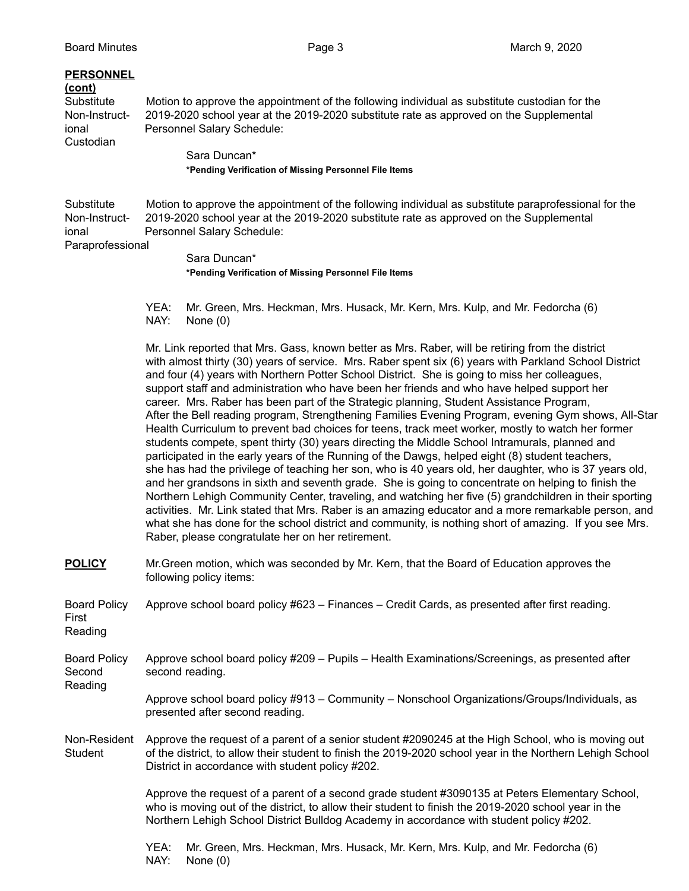**PERSONNEL (cont)**

Substitute Non-Instructional Custodian

Motion to approve the appointment of the following individual as substitute custodian for the 2019-2020 school year at the 2019-2020 substitute rate as approved on the Supplemental Personnel Salary Schedule:

Sara Duncan*

***Pending Verification of Missing Personnel File Items**

Substitute Non-Instructional Paraprofessional

Motion to approve the appointment of the following individual as substitute paraprofessional for the 2019-2020 school year at the 2019-2020 substitute rate as approved on the Supplemental Personnel Salary Schedule:

Sara Duncan*

***Pending Verification of Missing Personnel File Items**

YEA: Mr. Green, Mrs. Heckman, Mrs. Husack, Mr. Kern, Mrs. Kulp, and Mr. Fedorcha (6)
NAY: None (0)

Mr. Link reported that Mrs. Gass, known better as Mrs. Raber, will be retiring from the district with almost thirty (30) years of service. Mrs. Raber spent six (6) years with Parkland School District and four (4) years with Northern Potter School District. She is going to miss her colleagues, support staff and administration who have been her friends and who have helped support her career. Mrs. Raber has been part of the Strategic planning, Student Assistance Program, After the Bell reading program, Strengthening Families Evening Program, evening Gym shows, All-Star Health Curriculum to prevent bad choices for teens, track meet worker, mostly to watch her former students compete, spent thirty (30) years directing the Middle School Intramurals, planned and participated in the early years of the Running of the Dawgs, helped eight (8) student teachers, she has had the privilege of teaching her son, who is 40 years old, her daughter, who is 37 years old, and her grandsons in sixth and seventh grade. She is going to concentrate on helping to finish the Northern Lehigh Community Center, traveling, and watching her five (5) grandchildren in their sporting activities. Mr. Link stated that Mrs. Raber is an amazing educator and a more remarkable person, and what she has done for the school district and community, is nothing short of amazing. If you see Mrs. Raber, please congratulate her on her retirement.

**POLICY**

Mr.Green motion, which was seconded by Mr. Kern, that the Board of Education approves the following policy items:

Board Policy First Reading

Approve school board policy #623 – Finances – Credit Cards, as presented after first reading.

Board Policy Second Reading

Approve school board policy #209 – Pupils – Health Examinations/Screenings, as presented after second reading.

Approve school board policy #913 – Community – Nonschool Organizations/Groups/Individuals, as presented after second reading.

Non-Resident Student

Approve the request of a parent of a senior student #2090245 at the High School, who is moving out of the district, to allow their student to finish the 2019-2020 school year in the Northern Lehigh School District in accordance with student policy #202.

Approve the request of a parent of a second grade student #3090135 at Peters Elementary School, who is moving out of the district, to allow their student to finish the 2019-2020 school year in the Northern Lehigh School District Bulldog Academy in accordance with student policy #202.

YEA: Mr. Green, Mrs. Heckman, Mrs. Husack, Mr. Kern, Mrs. Kulp, and Mr. Fedorcha (6)
NAY: None (0)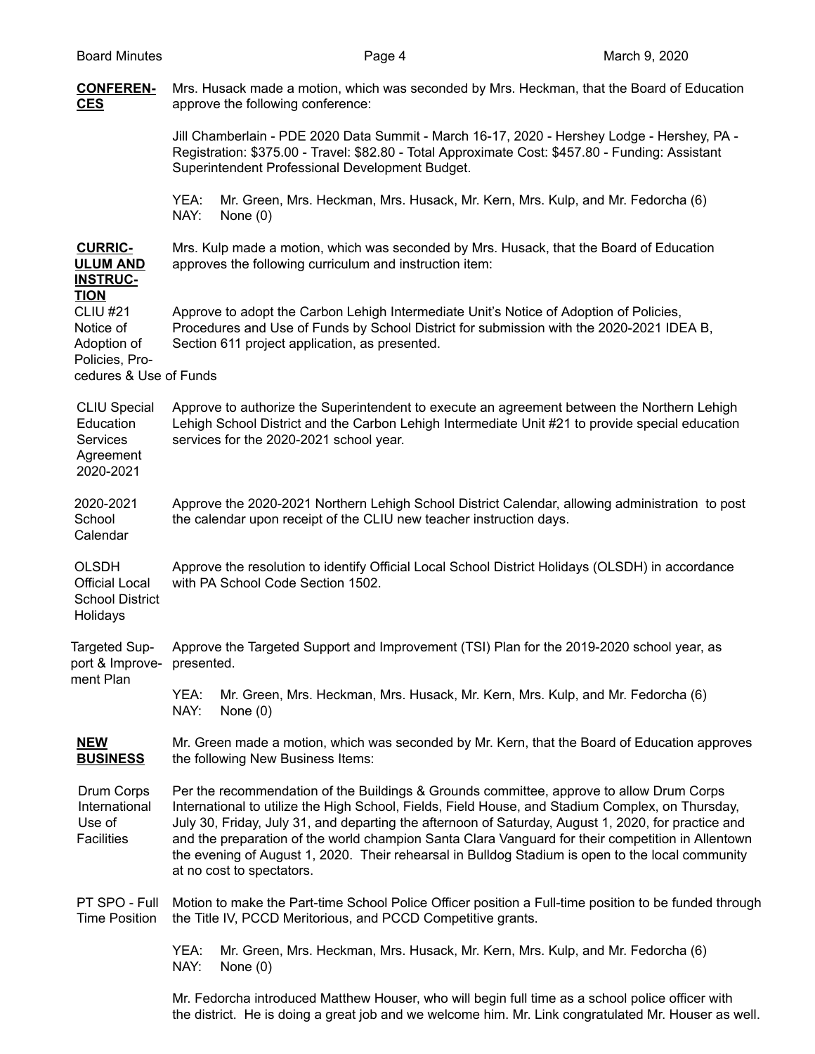**CONFERENCES**

Mrs. Husack made a motion, which was seconded by Mrs. Heckman, that the Board of Education approve the following conference:

Jill Chamberlain - PDE 2020 Data Summit - March 16-17, 2020 - Hershey Lodge - Hershey, PA - Registration: $375.00 - Travel: $82.80 - Total Approximate Cost: $457.80 - Funding: Assistant Superintendent Professional Development Budget.

YEA: Mr. Green, Mrs. Heckman, Mrs. Husack, Mr. Kern, Mrs. Kulp, and Mr. Fedorcha (6)
NAY: None (0)

**CURRICULUM AND INSTRUCTION**

Mrs. Kulp made a motion, which was seconded by Mrs. Husack, that the Board of Education approves the following curriculum and instruction item:

CLIU #21 Notice of Adoption of Policies, Procedures & Use of Funds

Approve to adopt the Carbon Lehigh Intermediate Unit's Notice of Adoption of Policies, Procedures and Use of Funds by School District for submission with the 2020-2021 IDEA B, Section 611 project application, as presented.

CLIU Special Education Services Agreement 2020-2021

Approve to authorize the Superintendent to execute an agreement between the Northern Lehigh School District and the Carbon Lehigh Intermediate Unit #21 to provide special education services for the 2020-2021 school year.

2020-2021 School Calendar

Approve the 2020-2021 Northern Lehigh School District Calendar, allowing administration to post the calendar upon receipt of the CLIU new teacher instruction days.

OLSDH Official Local School District Holidays

Approve the resolution to identify Official Local School District Holidays (OLSDH) in accordance with PA School Code Section 1502.

Targeted Support & Improvement Plan

Approve the Targeted Support and Improvement (TSI) Plan for the 2019-2020 school year, as presented.

YEA: Mr. Green, Mrs. Heckman, Mrs. Husack, Mr. Kern, Mrs. Kulp, and Mr. Fedorcha (6)
NAY: None (0)

**NEW BUSINESS**

Mr. Green made a motion, which was seconded by Mr. Kern, that the Board of Education approves the following New Business Items:

Drum Corps International Use of Facilities

Per the recommendation of the Buildings & Grounds committee, approve to allow Drum Corps International to utilize the High School, Fields, Field House, and Stadium Complex, on Thursday, July 30, Friday, July 31, and departing the afternoon of Saturday, August 1, 2020, for practice and and the preparation of the world champion Santa Clara Vanguard for their competition in Allentown the evening of August 1, 2020. Their rehearsal in Bulldog Stadium is open to the local community at no cost to spectators.

PT SPO - Full Time Position

Motion to make the Part-time School Police Officer position a Full-time position to be funded through the Title IV, PCCD Meritorious, and PCCD Competitive grants.

YEA: Mr. Green, Mrs. Heckman, Mrs. Husack, Mr. Kern, Mrs. Kulp, and Mr. Fedorcha (6)
NAY: None (0)

Mr. Fedorcha introduced Matthew Houser, who will begin full time as a school police officer with the district. He is doing a great job and we welcome him. Mr. Link congratulated Mr. Houser as well.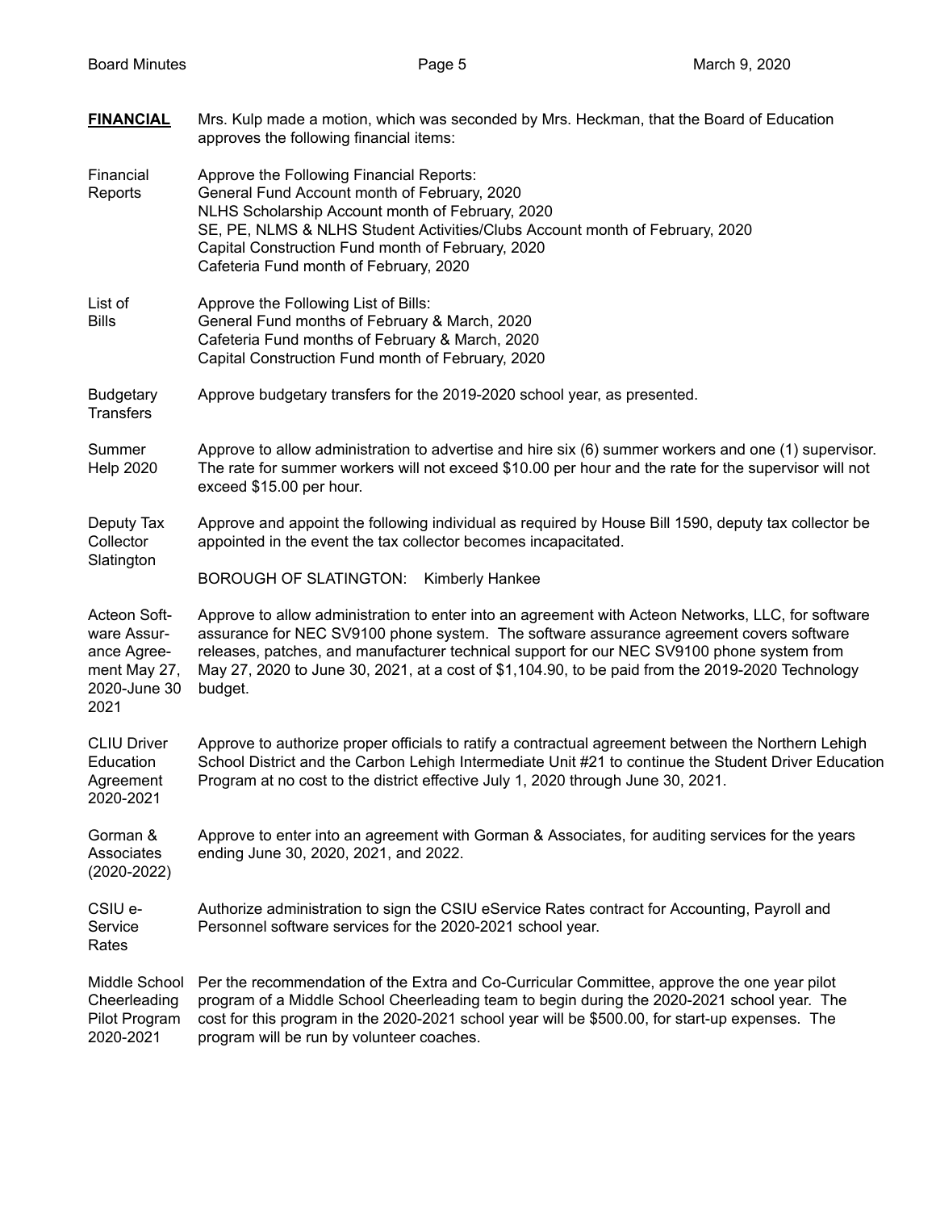**FINANCIAL** Mrs. Kulp made a motion, which was seconded by Mrs. Heckman, that the Board of Education approves the following financial items:

Financial Reports
Approve the Following Financial Reports:
General Fund Account month of February, 2020
NLHS Scholarship Account month of February, 2020
SE, PE, NLMS & NLHS Student Activities/Clubs Account month of February, 2020
Capital Construction Fund month of February, 2020
Cafeteria Fund month of February, 2020

List of Bills
Approve the Following List of Bills:
General Fund months of February & March, 2020
Cafeteria Fund months of February & March, 2020
Capital Construction Fund month of February, 2020

Budgetary Transfers
Approve budgetary transfers for the 2019-2020 school year, as presented.

Summer Help 2020
Approve to allow administration to advertise and hire six (6) summer workers and one (1) supervisor. The rate for summer workers will not exceed $10.00 per hour and the rate for the supervisor will not exceed $15.00 per hour.

Deputy Tax Collector Slatington
Approve and appoint the following individual as required by House Bill 1590, deputy tax collector be appointed in the event the tax collector becomes incapacitated.

BOROUGH OF SLATINGTON: Kimberly Hankee

Acteon Software Assurance Agreement May 27, 2020-June 30 2021
Approve to allow administration to enter into an agreement with Acteon Networks, LLC, for software assurance for NEC SV9100 phone system. The software assurance agreement covers software releases, patches, and manufacturer technical support for our NEC SV9100 phone system from May 27, 2020 to June 30, 2021, at a cost of $1,104.90, to be paid from the 2019-2020 Technology budget.

CLIU Driver Education Agreement 2020-2021
Approve to authorize proper officials to ratify a contractual agreement between the Northern Lehigh School District and the Carbon Lehigh Intermediate Unit #21 to continue the Student Driver Education Program at no cost to the district effective July 1, 2020 through June 30, 2021.

Gorman & Associates (2020-2022)
Approve to enter into an agreement with Gorman & Associates, for auditing services for the years ending June 30, 2020, 2021, and 2022.

CSIU e-Service Rates
Authorize administration to sign the CSIU eService Rates contract for Accounting, Payroll and Personnel software services for the 2020-2021 school year.

Middle School Cheerleading Pilot Program 2020-2021
Per the recommendation of the Extra and Co-Curricular Committee, approve the one year pilot program of a Middle School Cheerleading team to begin during the 2020-2021 school year. The cost for this program in the 2020-2021 school year will be $500.00, for start-up expenses. The program will be run by volunteer coaches.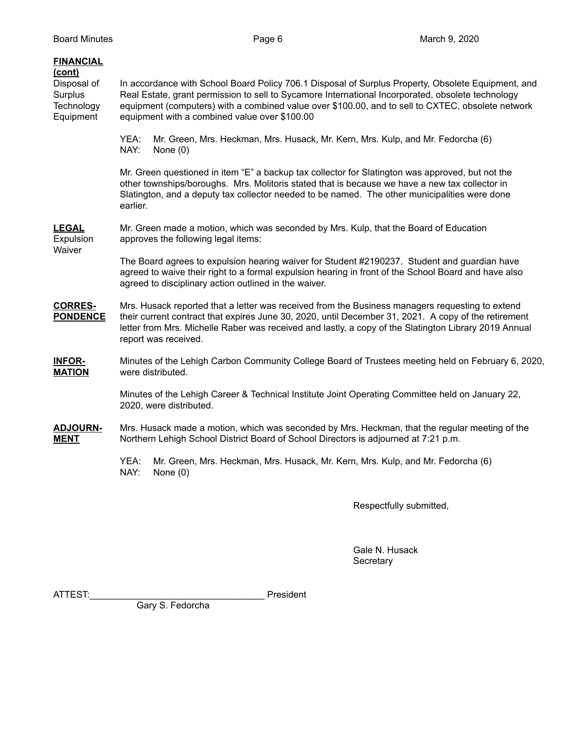**FINANCIAL (cont)**

Disposal of Surplus Technology Equipment

In accordance with School Board Policy 706.1 Disposal of Surplus Property, Obsolete Equipment, and Real Estate, grant permission to sell to Sycamore International Incorporated, obsolete technology equipment (computers) with a combined value over $100.00, and to sell to CXTEC, obsolete network equipment with a combined value over $100.00

YEA: Mr. Green, Mrs. Heckman, Mrs. Husack, Mr. Kern, Mrs. Kulp, and Mr. Fedorcha (6)
NAY: None (0)

Mr. Green questioned in item "E" a backup tax collector for Slatington was approved, but not the other townships/boroughs. Mrs. Molitoris stated that is because we have a new tax collector in Slatington, and a deputy tax collector needed to be named. The other municipalities were done earlier.

**LEGAL**

Expulsion Waiver

Mr. Green made a motion, which was seconded by Mrs. Kulp, that the Board of Education approves the following legal items:

The Board agrees to expulsion hearing waiver for Student #2190237. Student and guardian have agreed to waive their right to a formal expulsion hearing in front of the School Board and have also agreed to disciplinary action outlined in the waiver.

**CORRES-PONDENCE**

Mrs. Husack reported that a letter was received from the Business managers requesting to extend their current contract that expires June 30, 2020, until December 31, 2021. A copy of the retirement letter from Mrs. Michelle Raber was received and lastly, a copy of the Slatington Library 2019 Annual report was received.

**INFOR-MATION**

Minutes of the Lehigh Carbon Community College Board of Trustees meeting held on February 6, 2020, were distributed.

Minutes of the Lehigh Career & Technical Institute Joint Operating Committee held on January 22, 2020, were distributed.

**ADJOURN-MENT**

Mrs. Husack made a motion, which was seconded by Mrs. Heckman, that the regular meeting of the Northern Lehigh School District Board of School Directors is adjourned at 7:21 p.m.

YEA: Mr. Green, Mrs. Heckman, Mrs. Husack, Mr. Kern, Mrs. Kulp, and Mr. Fedorcha (6)
NAY: None (0)

Respectfully submitted,

Gale N. Husack
Secretary

ATTEST:_________________________________ President
Gary S. Fedorcha